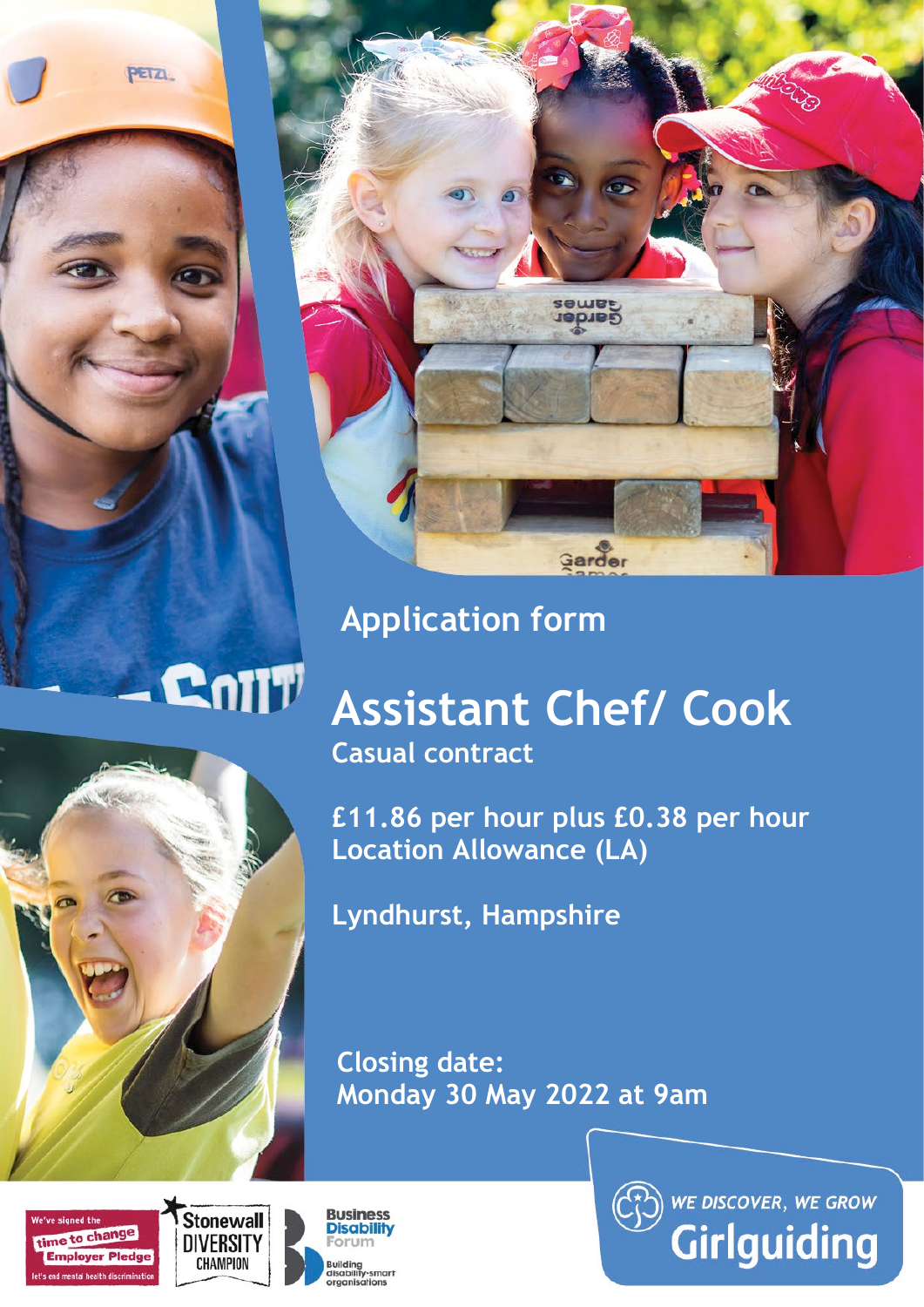## Application form

# Assistant Chef/ Cook

**Casual contract**

**£11.86 per hour plus £0.38 per hour Location Allowance (LA)**

**Lyndhurst, Hampshire**

**Closing date:**
**Monday 30 May 2022 at 9am**

We've signed the time to change Employer Pledge — let's end mental health discrimination

Stonewall DIVERSITY CHAMPION

Business Disability Forum — Building disability-smart organisations

WE DISCOVER, WE GROW
Girlguiding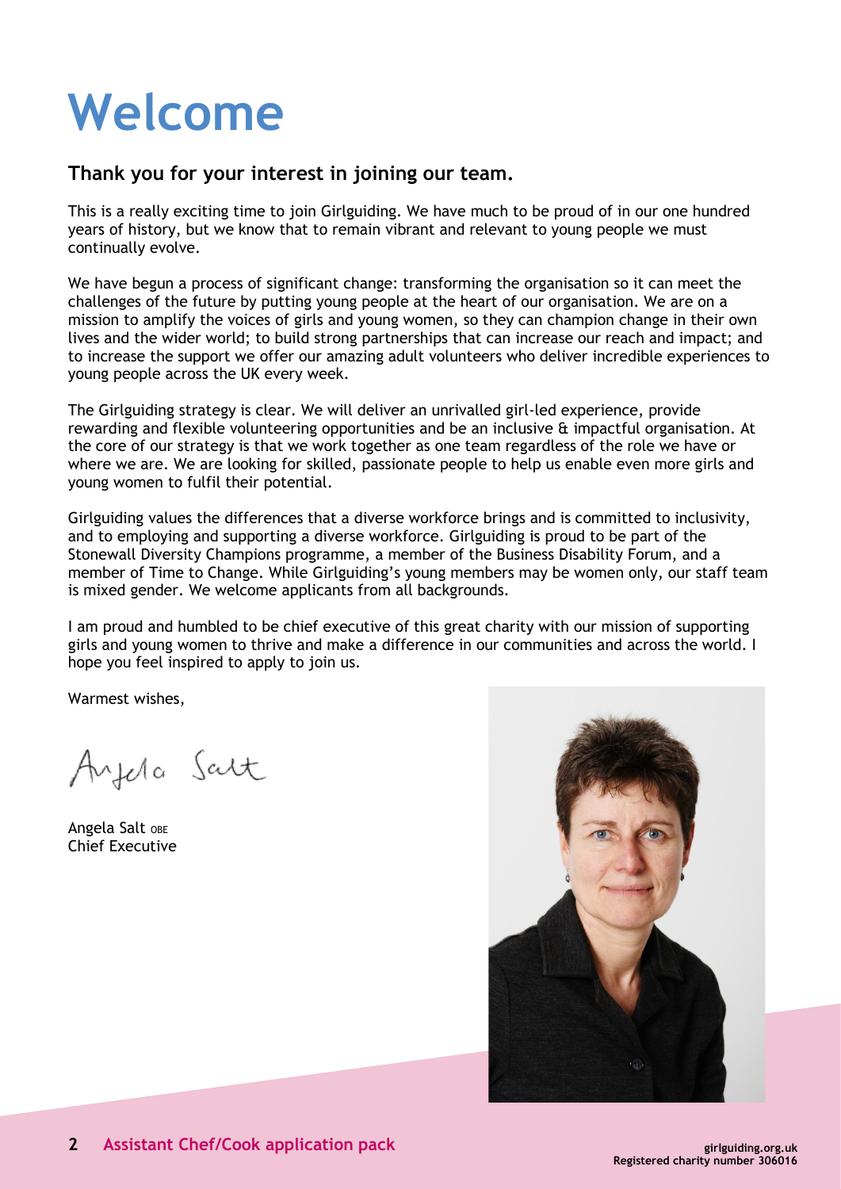# Welcome

## Thank you for your interest in joining our team.

This is a really exciting time to join Girlguiding. We have much to be proud of in our one hundred years of history, but we know that to remain vibrant and relevant to young people we must continually evolve.

We have begun a process of significant change: transforming the organisation so it can meet the challenges of the future by putting young people at the heart of our organisation. We are on a mission to amplify the voices of girls and young women, so they can champion change in their own lives and the wider world; to build strong partnerships that can increase our reach and impact; and to increase the support we offer our amazing adult volunteers who deliver incredible experiences to young people across the UK every week.

The Girlguiding strategy is clear. We will deliver an unrivalled girl-led experience, provide rewarding and flexible volunteering opportunities and be an inclusive & impactful organisation. At the core of our strategy is that we work together as one team regardless of the role we have or where we are. We are looking for skilled, passionate people to help us enable even more girls and young women to fulfil their potential.

Girlguiding values the differences that a diverse workforce brings and is committed to inclusivity, and to employing and supporting a diverse workforce. Girlguiding is proud to be part of the Stonewall Diversity Champions programme, a member of the Business Disability Forum, and a member of Time to Change. While Girlguiding's young members may be women only, our staff team is mixed gender. We welcome applicants from all backgrounds.

I am proud and humbled to be chief executive of this great charity with our mission of supporting girls and young women to thrive and make a difference in our communities and across the world. I hope you feel inspired to apply to join us.

Warmest wishes,

Angela Salt

Angela Salt OBE
Chief Executive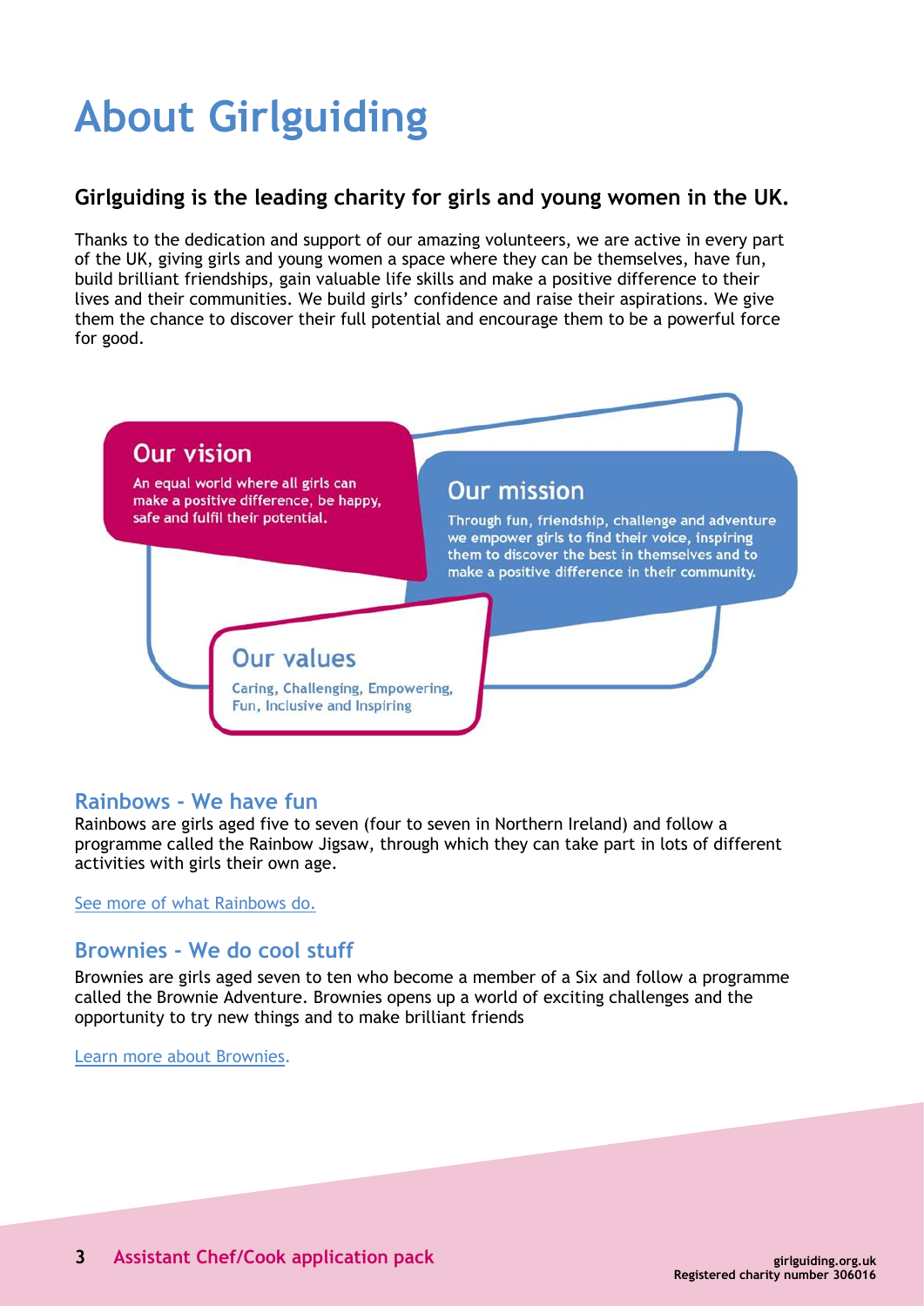# About Girlguiding

**Girlguiding is the leading charity for girls and young women in the UK.**

Thanks to the dedication and support of our amazing volunteers, we are active in every part of the UK, giving girls and young women a space where they can be themselves, have fun, build brilliant friendships, gain valuable life skills and make a positive difference to their lives and their communities. We build girls' confidence and raise their aspirations. We give them the chance to discover their full potential and encourage them to be a powerful force for good.

### Our vision

An equal world where all girls can make a positive difference, be happy, safe and fulfil their potential.

### Our mission

Through fun, friendship, challenge and adventure we empower girls to find their voice, inspiring them to discover the best in themselves and to make a positive difference in their community.

### Our values

Caring, Challenging, Empowering, Fun, Inclusive and Inspiring

## Rainbows - We have fun

Rainbows are girls aged five to seven (four to seven in Northern Ireland) and follow a programme called the Rainbow Jigsaw, through which they can take part in lots of different activities with girls their own age.

See more of what Rainbows do.

## Brownies - We do cool stuff

Brownies are girls aged seven to ten who become a member of a Six and follow a programme called the Brownie Adventure. Brownies opens up a world of exciting challenges and the opportunity to try new things and to make brilliant friends

Learn more about Brownies.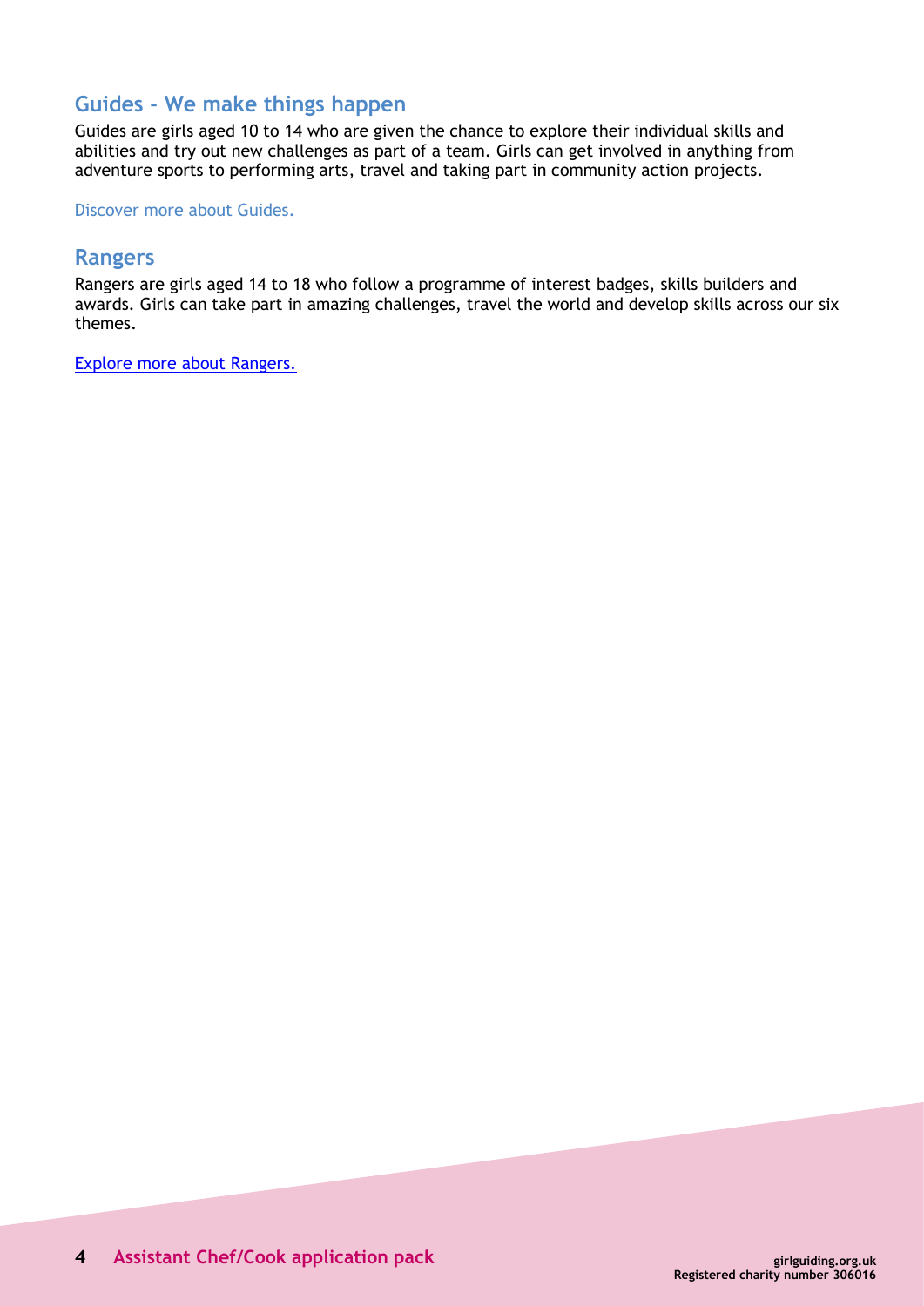## Guides - We make things happen

Guides are girls aged 10 to 14 who are given the chance to explore their individual skills and abilities and try out new challenges as part of a team. Girls can get involved in anything from adventure sports to performing arts, travel and taking part in community action projects.

Discover more about Guides.

## Rangers

Rangers are girls aged 14 to 18 who follow a programme of interest badges, skills builders and awards. Girls can take part in amazing challenges, travel the world and develop skills across our six themes.

Explore more about Rangers.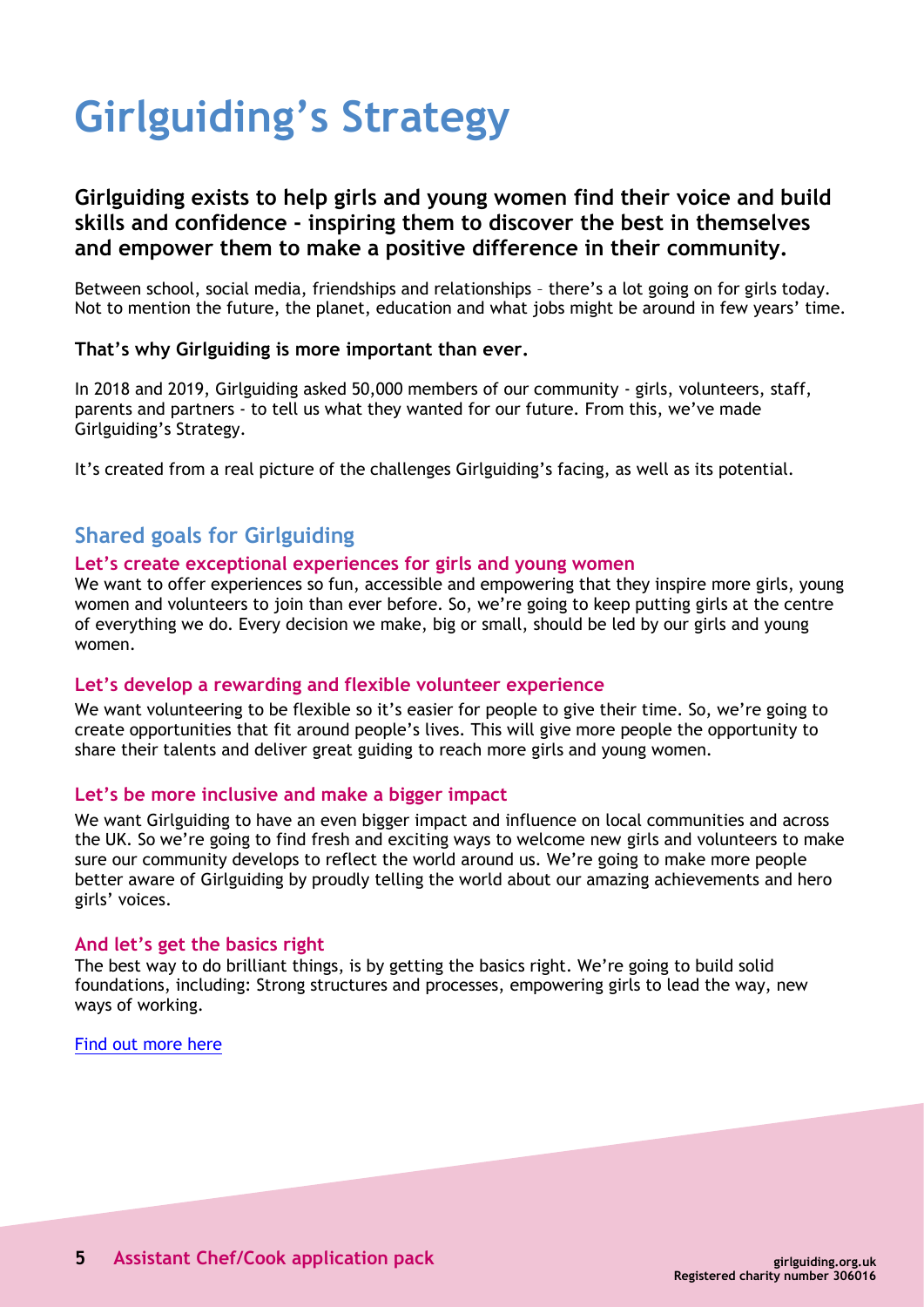# Girlguiding's Strategy

**Girlguiding exists to help girls and young women find their voice and build skills and confidence - inspiring them to discover the best in themselves and empower them to make a positive difference in their community.**

Between school, social media, friendships and relationships – there's a lot going on for girls today. Not to mention the future, the planet, education and what jobs might be around in few years' time.

**That's why Girlguiding is more important than ever.**

In 2018 and 2019, Girlguiding asked 50,000 members of our community - girls, volunteers, staff, parents and partners - to tell us what they wanted for our future. From this, we've made Girlguiding's Strategy.

It's created from a real picture of the challenges Girlguiding's facing, as well as its potential.

## Shared goals for Girlguiding

### Let's create exceptional experiences for girls and young women

We want to offer experiences so fun, accessible and empowering that they inspire more girls, young women and volunteers to join than ever before. So, we're going to keep putting girls at the centre of everything we do. Every decision we make, big or small, should be led by our girls and young women.

### Let's develop a rewarding and flexible volunteer experience

We want volunteering to be flexible so it's easier for people to give their time. So, we're going to create opportunities that fit around people's lives. This will give more people the opportunity to share their talents and deliver great guiding to reach more girls and young women.

### Let's be more inclusive and make a bigger impact

We want Girlguiding to have an even bigger impact and influence on local communities and across the UK. So we're going to find fresh and exciting ways to welcome new girls and volunteers to make sure our community develops to reflect the world around us. We're going to make more people better aware of Girlguiding by proudly telling the world about our amazing achievements and hero girls' voices.

### And let's get the basics right

The best way to do brilliant things, is by getting the basics right. We're going to build solid foundations, including: Strong structures and processes, empowering girls to lead the way, new ways of working.

Find out more here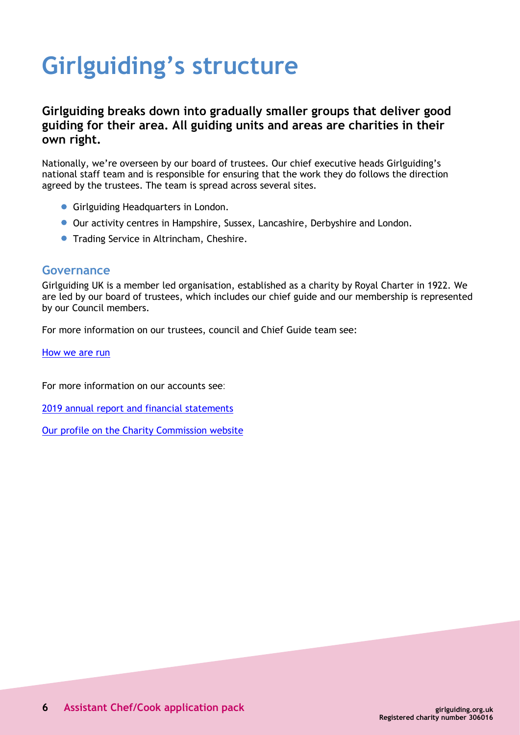# Girlguiding's structure

**Girlguiding breaks down into gradually smaller groups that deliver good guiding for their area. All guiding units and areas are charities in their own right.**

Nationally, we're overseen by our board of trustees. Our chief executive heads Girlguiding's national staff team and is responsible for ensuring that the work they do follows the direction agreed by the trustees. The team is spread across several sites.

- Girlguiding Headquarters in London.
- Our activity centres in Hampshire, Sussex, Lancashire, Derbyshire and London.
- Trading Service in Altrincham, Cheshire.

## Governance

Girlguiding UK is a member led organisation, established as a charity by Royal Charter in 1922. We are led by our board of trustees, which includes our chief guide and our membership is represented by our Council members.

For more information on our trustees, council and Chief Guide team see:

How we are run

For more information on our accounts see:

2019 annual report and financial statements

Our profile on the Charity Commission website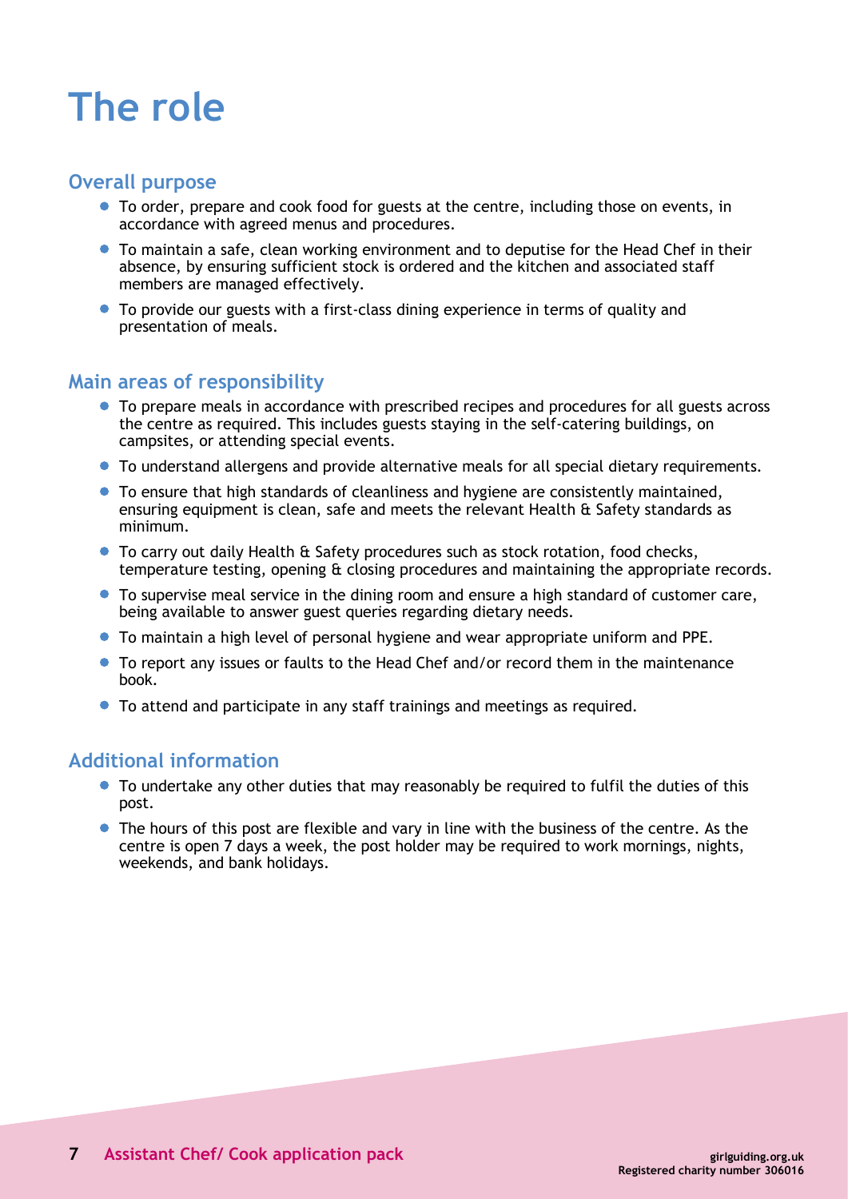# The role

## Overall purpose

- To order, prepare and cook food for guests at the centre, including those on events, in accordance with agreed menus and procedures.
- To maintain a safe, clean working environment and to deputise for the Head Chef in their absence, by ensuring sufficient stock is ordered and the kitchen and associated staff members are managed effectively.
- To provide our guests with a first-class dining experience in terms of quality and presentation of meals.

## Main areas of responsibility

- To prepare meals in accordance with prescribed recipes and procedures for all guests across the centre as required. This includes guests staying in the self-catering buildings, on campsites, or attending special events.
- To understand allergens and provide alternative meals for all special dietary requirements.
- To ensure that high standards of cleanliness and hygiene are consistently maintained, ensuring equipment is clean, safe and meets the relevant Health & Safety standards as minimum.
- To carry out daily Health & Safety procedures such as stock rotation, food checks, temperature testing, opening & closing procedures and maintaining the appropriate records.
- To supervise meal service in the dining room and ensure a high standard of customer care, being available to answer guest queries regarding dietary needs.
- To maintain a high level of personal hygiene and wear appropriate uniform and PPE.
- To report any issues or faults to the Head Chef and/or record them in the maintenance book.
- To attend and participate in any staff trainings and meetings as required.

## Additional information

- To undertake any other duties that may reasonably be required to fulfil the duties of this post.
- The hours of this post are flexible and vary in line with the business of the centre. As the centre is open 7 days a week, the post holder may be required to work mornings, nights, weekends, and bank holidays.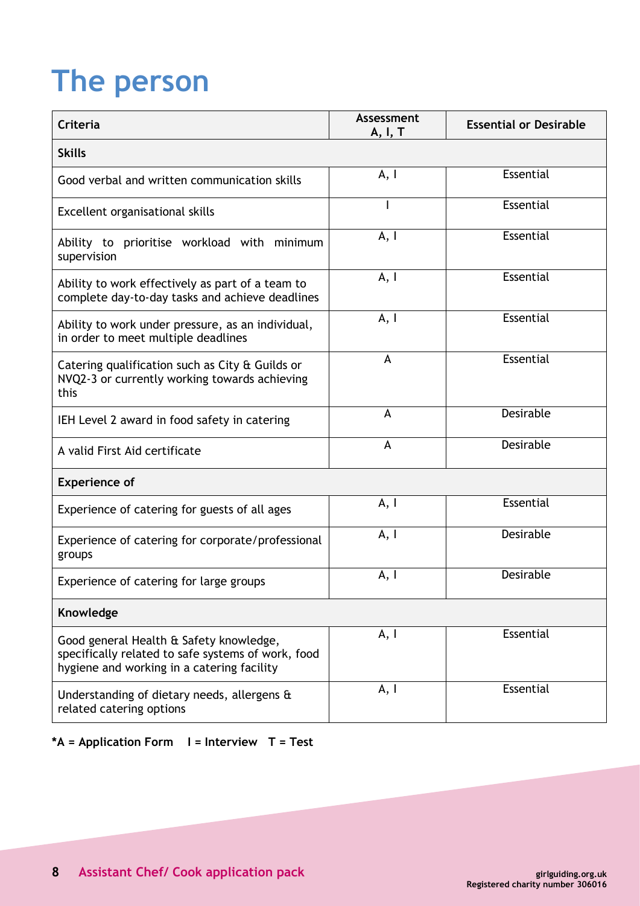# The person

| Criteria | Assessment A, I, T | Essential or Desirable |
|---|---|---|
| **Skills** | | |
| Good verbal and written communication skills | A, I | Essential |
| Excellent organisational skills | I | Essential |
| Ability to prioritise workload with minimum supervision | A, I | Essential |
| Ability to work effectively as part of a team to complete day-to-day tasks and achieve deadlines | A, I | Essential |
| Ability to work under pressure, as an individual, in order to meet multiple deadlines | A, I | Essential |
| Catering qualification such as City & Guilds or NVQ2-3 or currently working towards achieving this | A | Essential |
| IEH Level 2 award in food safety in catering | A | Desirable |
| A valid First Aid certificate | A | Desirable |
| **Experience of** | | |
| Experience of catering for guests of all ages | A, I | Essential |
| Experience of catering for corporate/professional groups | A, I | Desirable |
| Experience of catering for large groups | A, I | Desirable |
| **Knowledge** | | |
| Good general Health & Safety knowledge, specifically related to safe systems of work, food hygiene and working in a catering facility | A, I | Essential |
| Understanding of dietary needs, allergens & related catering options | A, I | Essential |

**\*A = Application Form   I = Interview   T = Test**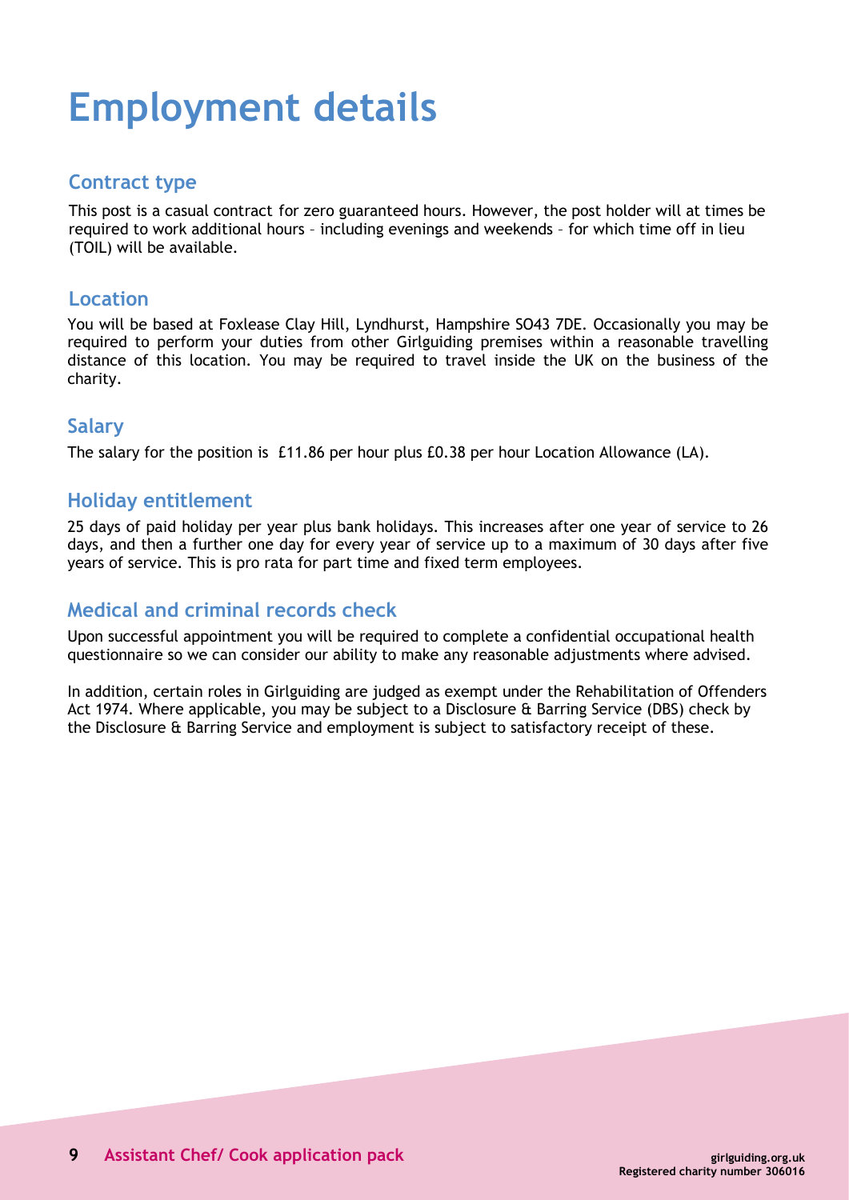# Employment details

## Contract type

This post is a casual contract for zero guaranteed hours. However, the post holder will at times be required to work additional hours – including evenings and weekends – for which time off in lieu (TOIL) will be available.

## Location

You will be based at Foxlease Clay Hill, Lyndhurst, Hampshire SO43 7DE. Occasionally you may be required to perform your duties from other Girlguiding premises within a reasonable travelling distance of this location. You may be required to travel inside the UK on the business of the charity.

## Salary

The salary for the position is £11.86 per hour plus £0.38 per hour Location Allowance (LA).

## Holiday entitlement

25 days of paid holiday per year plus bank holidays. This increases after one year of service to 26 days, and then a further one day for every year of service up to a maximum of 30 days after five years of service. This is pro rata for part time and fixed term employees.

## Medical and criminal records check

Upon successful appointment you will be required to complete a confidential occupational health questionnaire so we can consider our ability to make any reasonable adjustments where advised.

In addition, certain roles in Girlguiding are judged as exempt under the Rehabilitation of Offenders Act 1974. Where applicable, you may be subject to a Disclosure & Barring Service (DBS) check by the Disclosure & Barring Service and employment is subject to satisfactory receipt of these.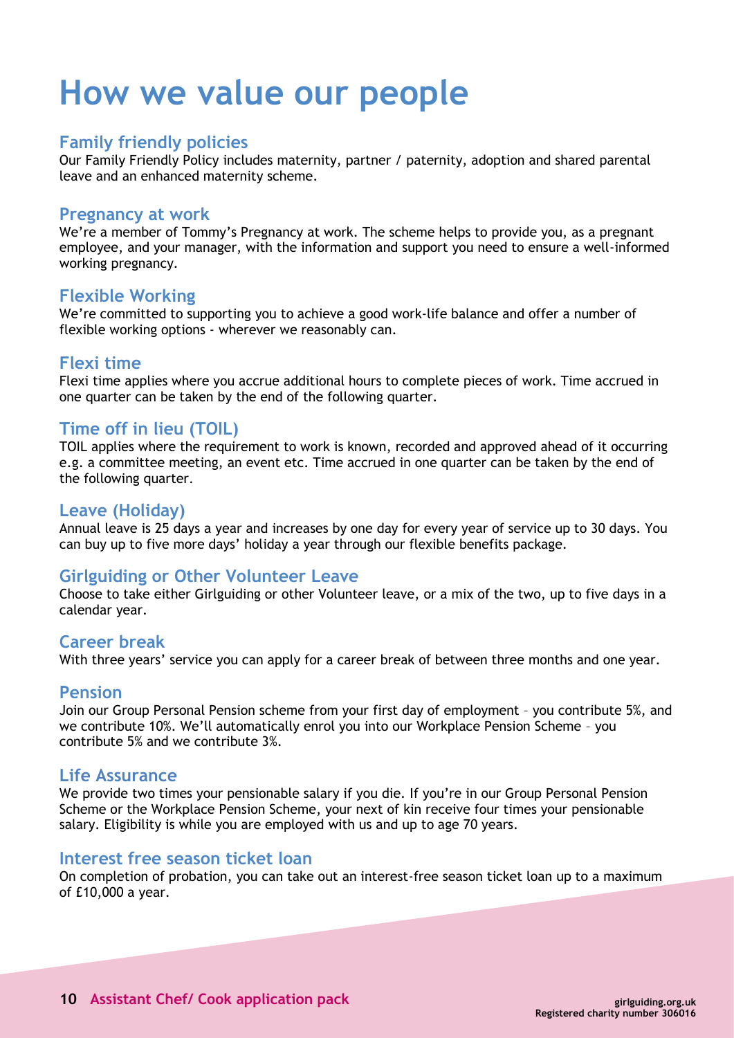# How we value our people

## Family friendly policies

Our Family Friendly Policy includes maternity, partner / paternity, adoption and shared parental leave and an enhanced maternity scheme.

## Pregnancy at work

We're a member of Tommy's Pregnancy at work. The scheme helps to provide you, as a pregnant employee, and your manager, with the information and support you need to ensure a well-informed working pregnancy.

## Flexible Working

We're committed to supporting you to achieve a good work-life balance and offer a number of flexible working options - wherever we reasonably can.

## Flexi time

Flexi time applies where you accrue additional hours to complete pieces of work. Time accrued in one quarter can be taken by the end of the following quarter.

## Time off in lieu (TOIL)

TOIL applies where the requirement to work is known, recorded and approved ahead of it occurring e.g. a committee meeting, an event etc. Time accrued in one quarter can be taken by the end of the following quarter.

## Leave (Holiday)

Annual leave is 25 days a year and increases by one day for every year of service up to 30 days. You can buy up to five more days' holiday a year through our flexible benefits package.

## Girlguiding or Other Volunteer Leave

Choose to take either Girlguiding or other Volunteer leave, or a mix of the two, up to five days in a calendar year.

## Career break

With three years' service you can apply for a career break of between three months and one year.

## Pension

Join our Group Personal Pension scheme from your first day of employment – you contribute 5%, and we contribute 10%. We'll automatically enrol you into our Workplace Pension Scheme – you contribute 5% and we contribute 3%.

## Life Assurance

We provide two times your pensionable salary if you die. If you're in our Group Personal Pension Scheme or the Workplace Pension Scheme, your next of kin receive four times your pensionable salary. Eligibility is while you are employed with us and up to age 70 years.

## Interest free season ticket loan

On completion of probation, you can take out an interest-free season ticket loan up to a maximum of £10,000 a year.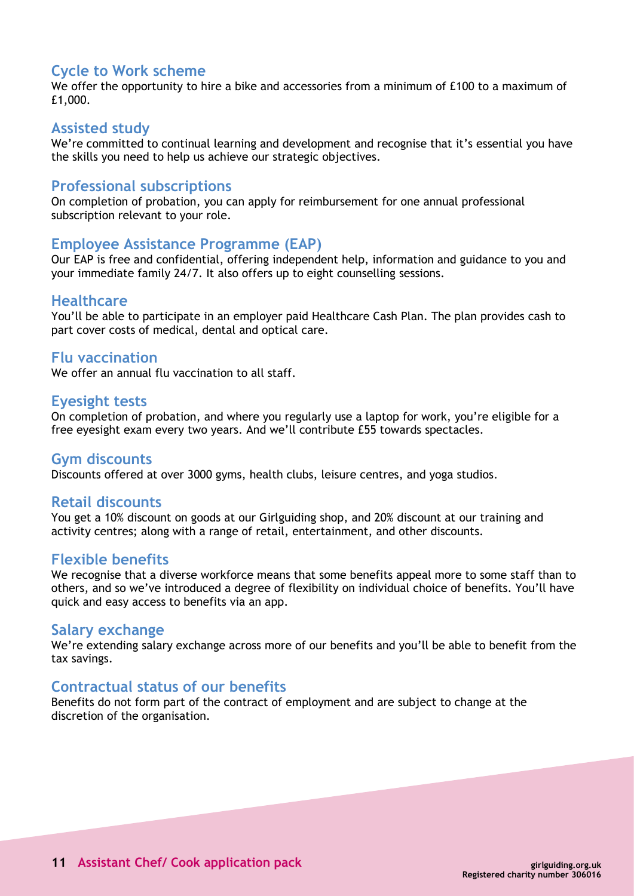## Cycle to Work scheme

We offer the opportunity to hire a bike and accessories from a minimum of £100 to a maximum of £1,000.

## Assisted study

We're committed to continual learning and development and recognise that it's essential you have the skills you need to help us achieve our strategic objectives.

## Professional subscriptions

On completion of probation, you can apply for reimbursement for one annual professional subscription relevant to your role.

## Employee Assistance Programme (EAP)

Our EAP is free and confidential, offering independent help, information and guidance to you and your immediate family 24/7. It also offers up to eight counselling sessions.

## Healthcare

You'll be able to participate in an employer paid Healthcare Cash Plan. The plan provides cash to part cover costs of medical, dental and optical care.

## Flu vaccination

We offer an annual flu vaccination to all staff.

## Eyesight tests

On completion of probation, and where you regularly use a laptop for work, you're eligible for a free eyesight exam every two years. And we'll contribute £55 towards spectacles.

## Gym discounts

Discounts offered at over 3000 gyms, health clubs, leisure centres, and yoga studios.

## Retail discounts

You get a 10% discount on goods at our Girlguiding shop, and 20% discount at our training and activity centres; along with a range of retail, entertainment, and other discounts.

## Flexible benefits

We recognise that a diverse workforce means that some benefits appeal more to some staff than to others, and so we've introduced a degree of flexibility on individual choice of benefits. You'll have quick and easy access to benefits via an app.

## Salary exchange

We're extending salary exchange across more of our benefits and you'll be able to benefit from the tax savings.

## Contractual status of our benefits

Benefits do not form part of the contract of employment and are subject to change at the discretion of the organisation.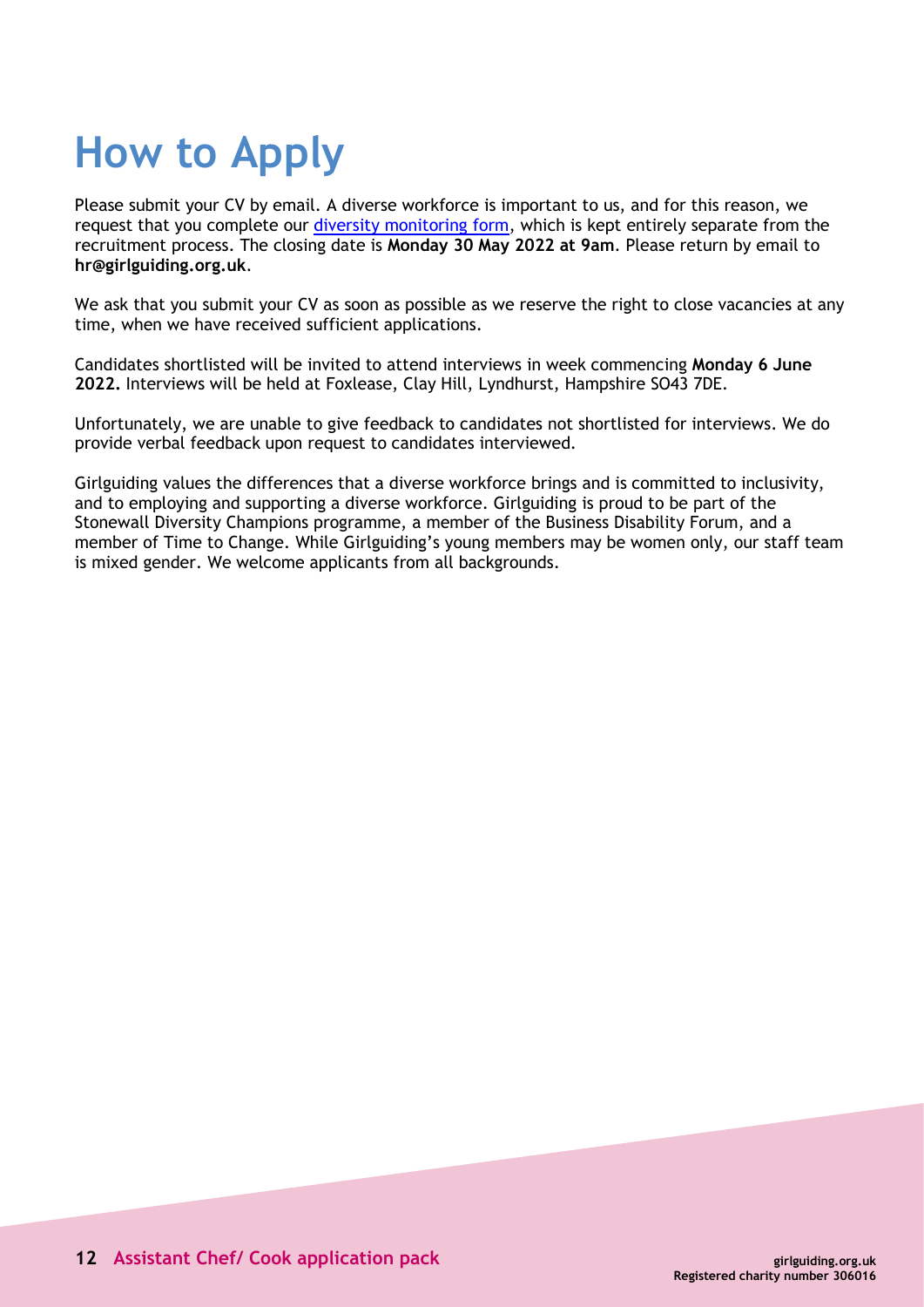# How to Apply

Please submit your CV by email. A diverse workforce is important to us, and for this reason, we request that you complete our diversity monitoring form, which is kept entirely separate from the recruitment process. The closing date is **Monday 30 May 2022 at 9am**. Please return by email to **hr@girlguiding.org.uk**.

We ask that you submit your CV as soon as possible as we reserve the right to close vacancies at any time, when we have received sufficient applications.

Candidates shortlisted will be invited to attend interviews in week commencing **Monday 6 June 2022.** Interviews will be held at Foxlease, Clay Hill, Lyndhurst, Hampshire SO43 7DE.

Unfortunately, we are unable to give feedback to candidates not shortlisted for interviews. We do provide verbal feedback upon request to candidates interviewed.

Girlguiding values the differences that a diverse workforce brings and is committed to inclusivity, and to employing and supporting a diverse workforce. Girlguiding is proud to be part of the Stonewall Diversity Champions programme, a member of the Business Disability Forum, and a member of Time to Change. While Girlguiding's young members may be women only, our staff team is mixed gender. We welcome applicants from all backgrounds.